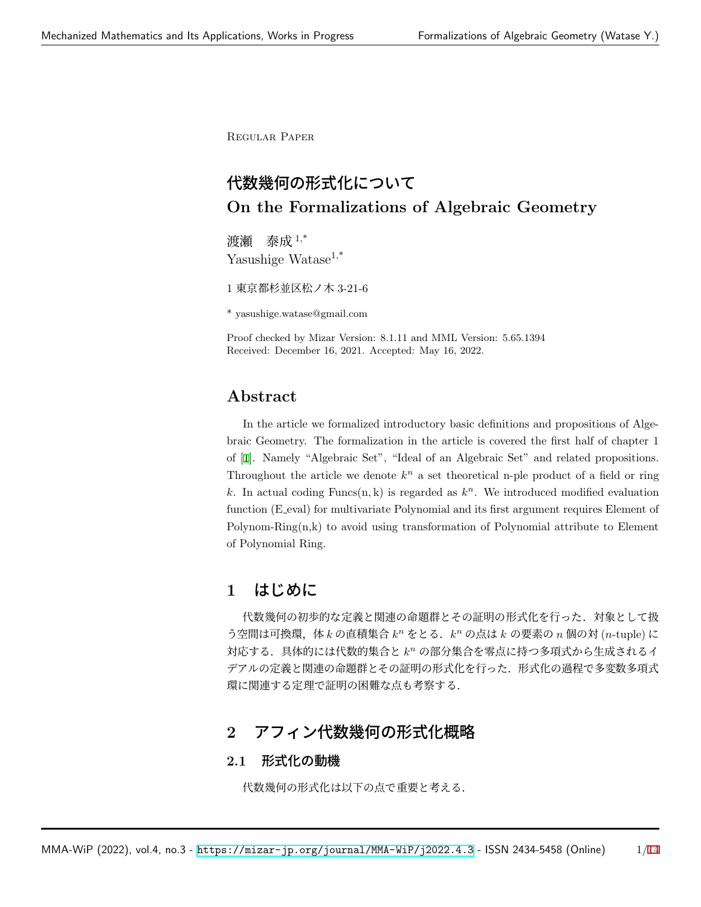Regular Paper

# 代数幾何の形式化について
# On the Formalizations of Algebraic Geometry

渡瀬　泰成 [1,*]
Yasushige Watase[1,*]

1 東京都杉並区松ノ木 3-21-6

\* yasushige.watase@gmail.com

Proof checked by Mizar Version: 8.1.11 and MML Version: 5.65.1394
Received: December 16, 2021. Accepted: May 16, 2022.

## Abstract

In the article we formalized introductory basic definitions and propositions of Algebraic Geometry. The formalization in the article is covered the first half of chapter 1 of [1]. Namely "Algebraic Set", "Ideal of an Algebraic Set" and related propositions. Throughout the article we denote $k^n$ a set theoretical n-ple product of a field or ring $k$. In actual coding $\mathrm{Funcs(n, k)}$ is regarded as $k^n$. We introduced modified evaluation function (E_eval) for multivariate Polynomial and its first argument requires Element of Polynom-Ring(n,k) to avoid using transformation of Polynomial attribute to Element of Polynomial Ring.

## 1　はじめに

代数幾何の初歩的な定義と関連の命題群とその証明の形式化を行った．対象として扱う空間は可換環，体 $k$ の直積集合 $k^n$ をとる．$k^n$ の点は $k$ の要素の $n$ 個の対 ($n$-tuple) に対応する．具体的には代数的集合と $k^n$ の部分集合を零点に持つ多項式から生成されるイデアルの定義と関連の命題群とその証明の形式化を行った．形式化の過程で多変数多項式環に関連する定理で証明の困難な点も考察する．

## 2　アフィン代数幾何の形式化概略

### 2.1　形式化の動機

代数幾何の形式化は以下の点で重要と考える．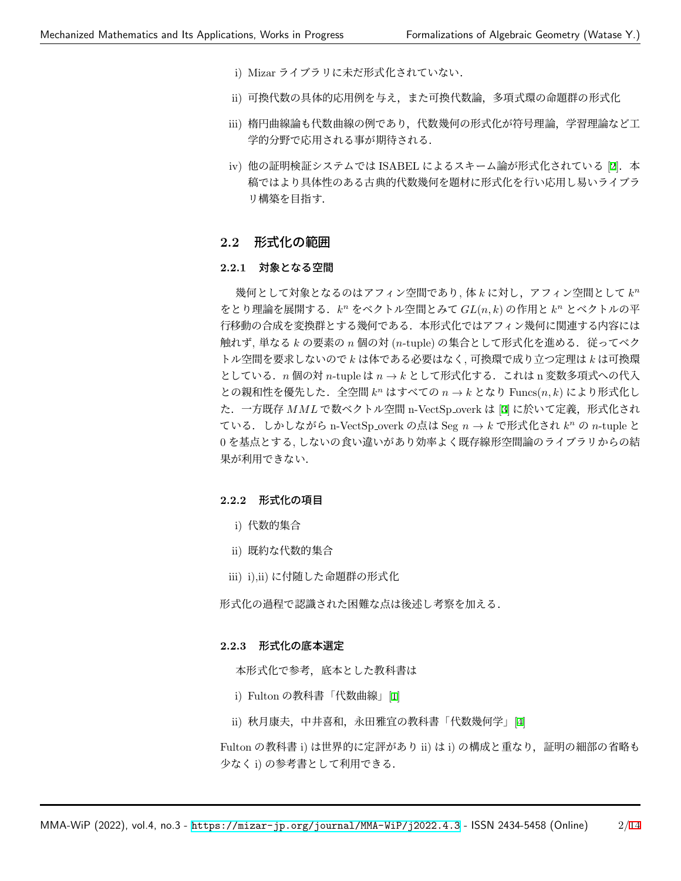i) Mizar ライブラリに未だ形式化されていない.

ii) 可換代数の具体的応用例を与え，また可換代数論，多項式環の命題群の形式化

iii) 楕円曲線論も代数曲線の例であり，代数幾何の形式化が符号理論，学習理論など工学的分野で応用される事が期待される.

iv) 他の証明検証システムでは ISABEL によるスキーム論が形式化されている [2]．本稿ではより具体性のある古典的代数幾何を題材に形式化を行い応用し易いライブラリ構築を目指す.

## 2.2 形式化の範囲

### 2.2.1 対象となる空間

幾何として対象となるのはアフィン空間であり, 体 $k$ に対し，アフィン空間として $k^n$ をとり理論を展開する．$k^n$ をベクトル空間とみて $GL(n, k)$ の作用と $k^n$ とベクトルの平行移動の合成を変換群とする幾何である．本形式化ではアフィン幾何に関連する内容には触れず, 単なる $k$ の要素の $n$ 個の対 ($n$-tuple) の集合として形式化を進める．従ってベクトル空間を要求しないので $k$ は体である必要はなく, 可換環で成り立つ定理は $k$ は可換環としている．$n$ 個の対 $n$-tuple は $n \to k$ として形式化する．これは n 変数多項式への代入との親和性を優先した．全空間 $k^n$ はすべての $n \to k$ となり $\mathrm{Funcs}(n, k)$ により形式化した．一方既存 $MML$ で数ベクトル空間 n-VectSp_overk は [3] に於いて定義，形式化されている．しかしながら n-VectSp_overk の点は Seg $n \to k$ で形式化され $k^n$ の $n$-tuple と 0 を基点とする, しないの食い違いがあり効率よく既存線形空間論のライブラリからの結果が利用できない.

### 2.2.2 形式化の項目

i) 代数的集合

ii) 既約な代数的集合

iii) i),ii) に付随した命題群の形式化

形式化の過程で認識された困難な点は後述し考察を加える.

### 2.2.3 形式化の底本選定

本形式化で参考，底本とした教科書は

i) Fulton の教科書「代数曲線」[1]

ii) 秋月康夫，中井喜和，永田雅宜の教科書「代数幾何学」[4]

Fulton の教科書 i) は世界的に定評があり ii) は i) の構成と重なり，証明の細部の省略も少なく i) の参考書として利用できる.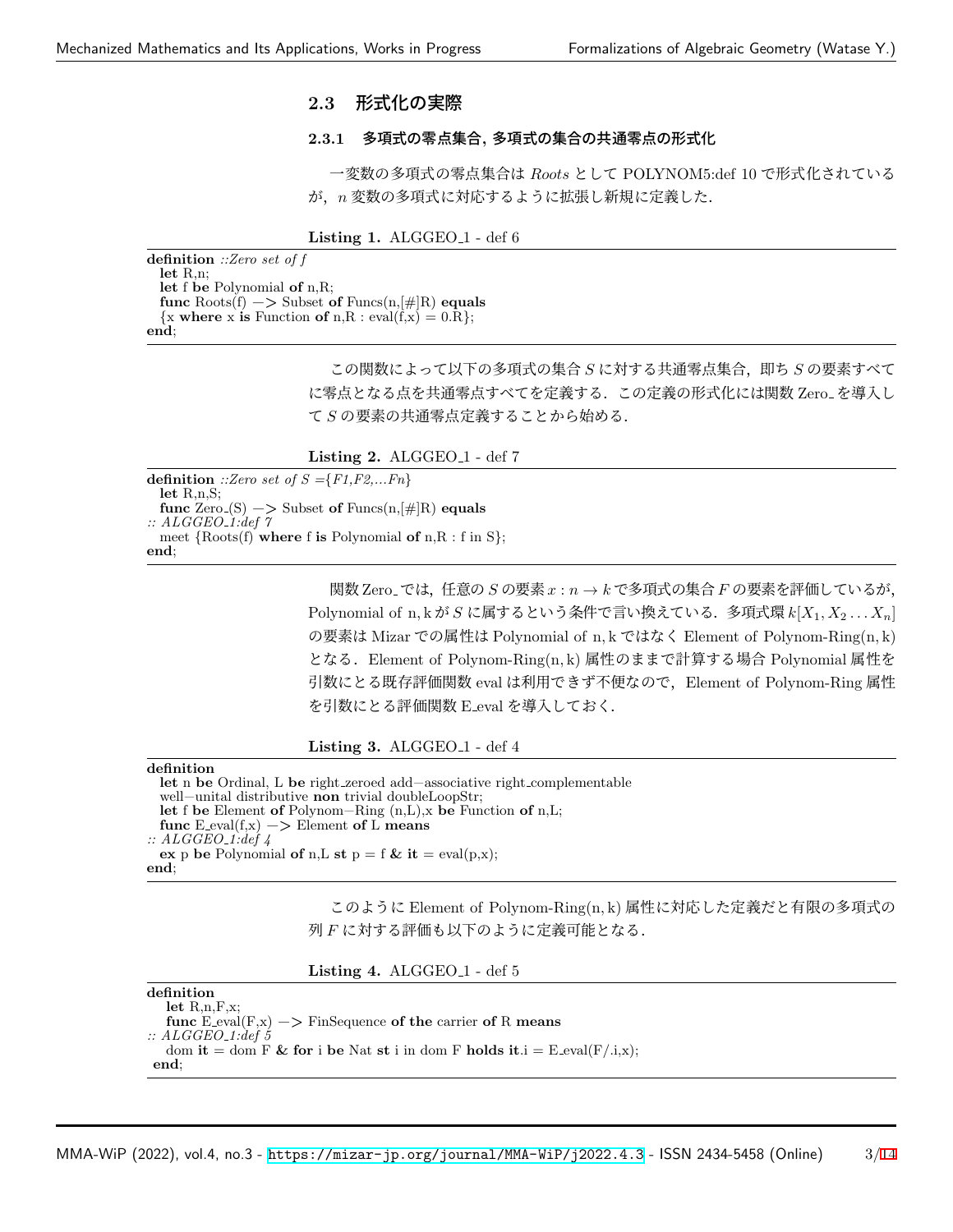## 2.3 形式化の実際

### 2.3.1 多項式の零点集合, 多項式の集合の共通零点の形式化

一変数の多項式の零点集合は *Roots* として POLYNOM5:def 10 で形式化されているが，$n$ 変数の多項式に対応するように拡張し新規に定義した．

**Listing 1.** ALGGEO_1 - def 6

```
definition ::Zero set of f
  let R,n;
  let f be Polynomial of n,R;
  func Roots(f) −> Subset of Funcs(n,[#]R) equals
  {x where x is Function of n,R : eval(f,x) = 0.R};
end;
```

この関数によって以下の多項式の集合 $S$ に対する共通零点集合，即ち $S$ の要素すべてに零点となる点を共通零点すべてを定義する．この定義の形式化には関数 Zero_ を導入して $S$ の要素の共通零点定義することから始める．

**Listing 2.** ALGGEO_1 - def 7

```
definition ::Zero set of S ={F1,F2,...Fn}
  let R,n,S;
  func Zero_(S) −> Subset of Funcs(n,[#]R) equals
:: ALGGEO_1:def 7
  meet {Roots(f) where f is Polynomial of n,R : f in S};
end;
```

関数 Zero_ では，任意の $S$ の要素 $x : n \to k$ で多項式の集合 $F$ の要素を評価しているが，Polynomial of $\mathrm{n}, \mathrm{k}$ が $S$ に属するという条件で言い換えている．多項式環 $k[X_1, X_2 \ldots X_n]$ の要素は Mizar での属性は Polynomial of $\mathrm{n}, \mathrm{k}$ ではなく Element of Polynom-Ring$(\mathrm{n}, \mathrm{k})$ となる．Element of Polynom-Ring$(\mathrm{n}, \mathrm{k})$ 属性のままで計算する場合 Polynomial 属性を引数にとる既存評価関数 eval は利用できず不便なので，Element of Polynom-Ring 属性を引数にとる評価関数 E_eval を導入しておく．

**Listing 3.** ALGGEO_1 - def 4

```
definition
  let n be Ordinal, L be right_zeroed add−associative right_complementable
  well−unital distributive non trivial doubleLoopStr;
  let f be Element of Polynom−Ring (n,L),x be Function of n,L;
  func E_eval(f,x) −> Element of L means
:: ALGGEO_1:def 4
  ex p be Polynomial of n,L st p = f & it = eval(p,x);
end;
```

このように Element of Polynom-Ring$(\mathrm{n}, \mathrm{k})$ 属性に対応した定義だと有限の多項式の列 $F$ に対する評価も以下のように定義可能となる．

**Listing 4.** ALGGEO_1 - def 5

```
definition
   let R,n,F,x;
   func E_eval(F,x) −> FinSequence of the carrier of R means
:: ALGGEO_1:def 5
   dom it = dom F & for i be Nat st i in dom F holds it.i = E_eval(F/.i,x);
 end;
```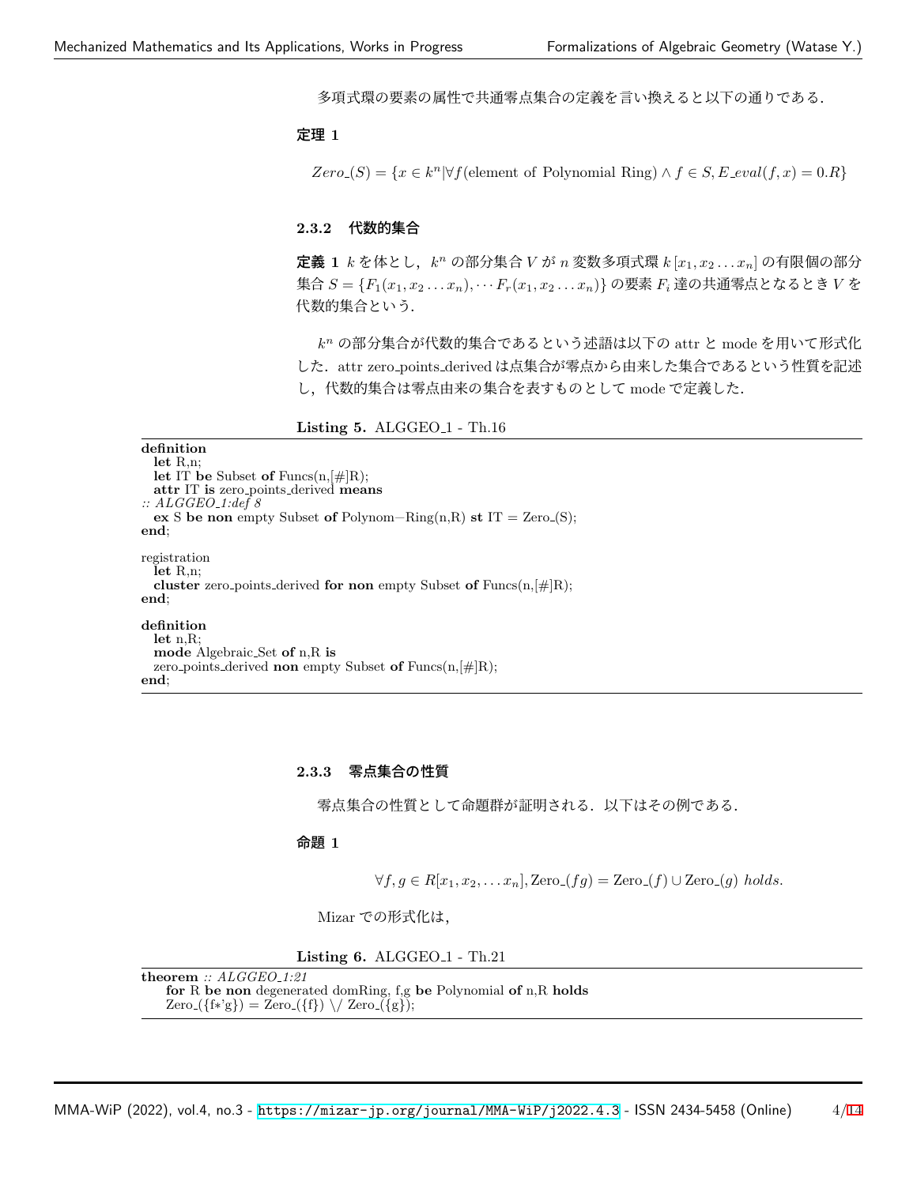多項式環の要素の属性で共通零点集合の定義を言い換えると以下の通りである．

**定理 1**

$$Zero\_(S) = \{x \in k^n | \forall f(\text{element of Polynomial Ring}) \wedge f \in S, E\_eval(f,x) = 0.R\}$$

### 2.3.2 代数的集合

**定義 1** $k$ を体とし，$k^n$ の部分集合 $V$ が $n$ 変数多項式環 $k[x_1, x_2 \ldots x_n]$ の有限個の部分集合 $S = \{F_1(x_1, x_2 \ldots x_n), \cdots F_r(x_1, x_2 \ldots x_n)\}$ の要素 $F_i$ 達の共通零点となるとき $V$ を代数的集合という．

$k^n$ の部分集合が代数的集合であるという述語は以下の attr と mode を用いて形式化した．attr zero_points_derived は点集合が零点から由来した集合であるという性質を記述し，代数的集合は零点由来の集合を表すものとして mode で定義した．

**Listing 5.** ALGGEO_1 - Th.16

```
definition
  let R,n;
  let IT be Subset of Funcs(n,[#]R);
  attr IT is zero_points_derived means
:: ALGGEO_1:def 8
  ex S be non empty Subset of Polynom-Ring(n,R) st IT = Zero_(S);
end;

registration
  let R,n;
  cluster zero_points_derived for non empty Subset of Funcs(n,[#]R);
end;

definition
  let n,R;
  mode Algebraic_Set of n,R is
  zero_points_derived non empty Subset of Funcs(n,[#]R);
end;
```

### 2.3.3 零点集合の性質

零点集合の性質として命題群が証明される．以下はその例である．

**命題 1**

$$\forall f, g \in R[x_1, x_2, \ldots x_n], \mathrm{Zero\_}(fg) = \mathrm{Zero\_}(f) \cup \mathrm{Zero\_}(g) \ holds.$$

Mizar での形式化は，

**Listing 6.** ALGGEO_1 - Th.21

```
theorem :: ALGGEO_1:21
    for R be non degenerated domRing, f,g be Polynomial of n,R holds
    Zero_({f*'g}) = Zero_({f}) \/ Zero_({g});
```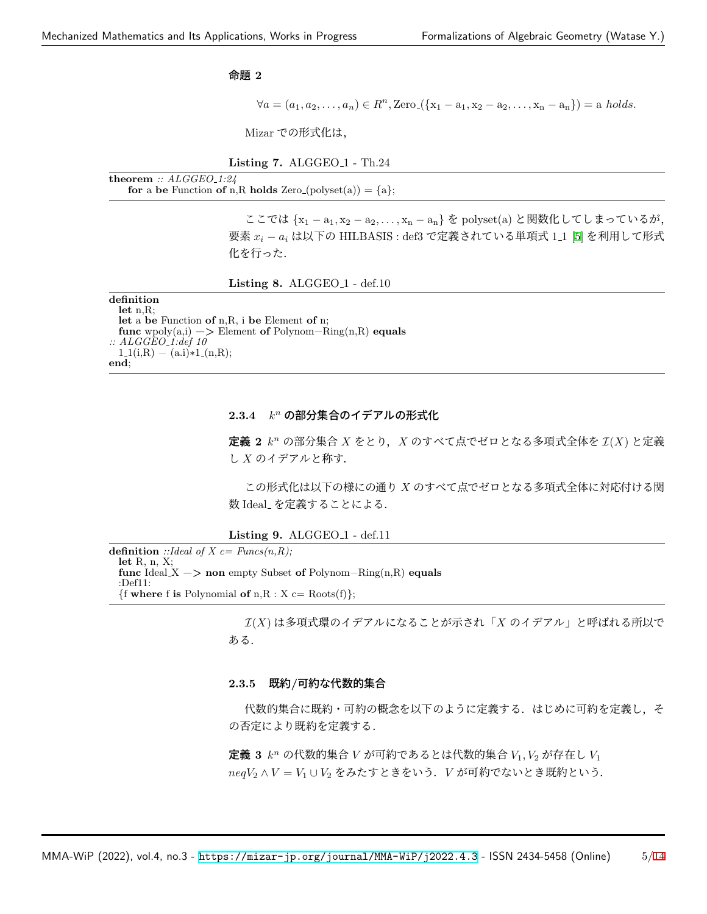**命題 2**

$$\forall a = (a_1, a_2, \ldots, a_n) \in R^n, \mathrm{Zero\_}(\{\mathrm{x_1 - a_1, x_2 - a_2, \ldots, x_n - a_n}\}) = \mathrm{a}\ holds.$$

Mizar での形式化は,

**Listing 7.** ALGGEO_1 - Th.24

```
theorem :: ALGGEO_1:24
    for a be Function of n,R holds Zero_(polyset(a)) = {a};
```

ここでは $\{\mathrm{x_1 - a_1, x_2 - a_2, \ldots, x_n - a_n}\}$ を polyset(a) と関数化してしまっているが, 要素 $x_i - a_i$ は以下の HILBASIS : def3 で定義されている単項式 1_1 [5] を利用して形式化を行った.

**Listing 8.** ALGGEO_1 - def.10

```
definition
  let n,R;
  let a be Function of n,R, i be Element of n;
  func wpoly(a,i) -> Element of Polynom-Ring(n,R) equals
:: ALGGEO_1:def 10
  1_1(i,R) - (a.i)*1_(n,R);
end;
```

#### 2.3.4 $k^n$ の部分集合のイデアルの形式化

**定義 2** $k^n$ の部分集合 $X$ をとり, $X$ のすべて点でゼロとなる多項式全体を $\mathcal{I}(X)$ と定義し $X$ のイデアルと称す.

この形式化は以下の様にの通り $X$ のすべて点でゼロとなる多項式全体に対応付ける関数 Ideal_ を定義することによる.

**Listing 9.** ALGGEO_1 - def.11

```
definition ::Ideal of X c= Funcs(n,R);
  let R, n, X;
  func Ideal_X -> non empty Subset of Polynom-Ring(n,R) equals
  :Def11:
  {f where f is Polynomial of n,R : X c= Roots(f)};
```

$\mathcal{I}(X)$ は多項式環のイデアルになることが示され「$X$ のイデアル」と呼ばれる所以である.

#### 2.3.5 既約/可約な代数的集合

代数的集合に既約・可約の概念を以下のように定義する. はじめに可約を定義し, その否定により既約を定義する.

**定義 3** $k^n$ の代数的集合 $V$ が可約であるとは代数的集合 $V_1, V_2$ が存在し $V_1$ $neqV_2 \wedge V = V_1 \cup V_2$ をみたすときをいう. $V$ が可約でないとき既約という.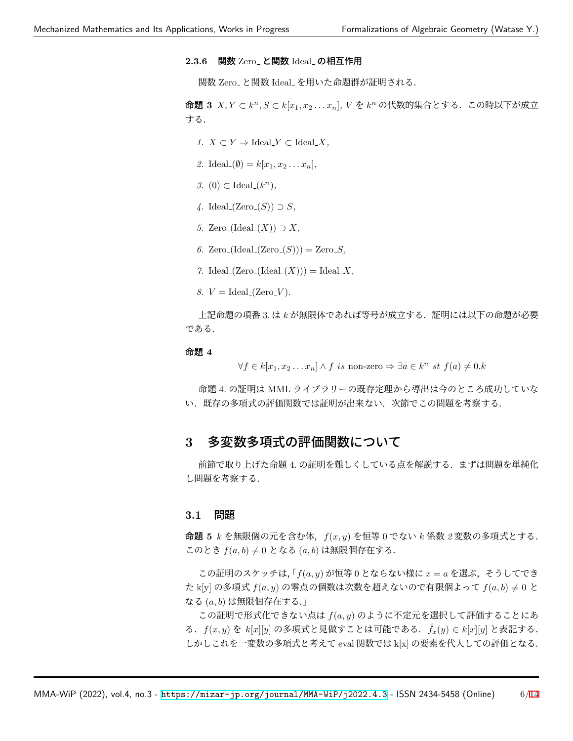### 2.3.6 関数 Zero_ と関数 Ideal_ の相互作用

関数 Zero_ と関数 Ideal_ を用いた命題群が証明される．

**命題 3** $X, Y \subset k^n, S \subset k[x_1, x_2 \dots x_n]$, $V$ を $k^n$ の代数的集合とする．この時以下が成立する．

1. $X \subset Y \Rightarrow \mathrm{Ideal\_}Y \subset \mathrm{Ideal\_}X$,
2. $\mathrm{Ideal\_}(\emptyset) = k[x_1, x_2 \dots x_n]$,
3. $(0) \subset \mathrm{Ideal\_}(k^n)$,
4. $\mathrm{Ideal\_}(\mathrm{Zero\_}(S)) \supset S$,
5. $\mathrm{Zero\_}(\mathrm{Ideal\_}(X)) \supset X$,
6. $\mathrm{Zero\_}(\mathrm{Ideal\_}(\mathrm{Zero\_}(S))) = \mathrm{Zero\_}S$,
7. $\mathrm{Ideal\_}(\mathrm{Zero\_}(\mathrm{Ideal\_}(X))) = \mathrm{Ideal\_}X$,
8. $V = \mathrm{Ideal\_}(\mathrm{Zero\_}V)$.

上記命題の項番 3. は $k$ が無限体であれば等号が成立する．証明には以下の命題が必要である．

**命題 4**

$$\forall f \in k[x_1, x_2 \dots x_n] \wedge f\ is\ \text{non-zero} \Rightarrow \exists a \in k^n\ st\ f(a) \neq 0.k$$

命題 4. の証明は MML ライブラリーの既存定理から導出は今のところ成功していない．既存の多項式の評価関数では証明が出来ない．次節でこの問題を考察する．

## 3 多変数多項式の評価関数について

前節で取り上げた命題 4. の証明を難しくしている点を解説する．まずは問題を単純化し問題を考察する．

### 3.1 問題

**命題 5** $k$ を無限個の元を含む体，$f(x, y)$ を恒等 0 でない $k$ 係数 2 変数の多項式とする．このとき $f(a, b) \neq 0$ となる $(a, b)$ は無限個存在する．

この証明のスケッチは,「$f(a, y)$ が恒等 0 とならない様に $x = a$ を選ぶ，そうしてできた k[y] の多項式 $f(a, y)$ の零点の個数は次数を超えないので有限個よって $f(a, b) \neq 0$ となる $(a, b)$ は無限個存在する.」

この証明で形式化できない点は $f(a, y)$ のように不定元を選択して評価することにある．$f(x, y)$ を $k[x][y]$ の多項式と見做すことは可能である．$\hat{f}_x(y) \in k[x][y]$ と表記する．しかしこれを一変数の多項式と考えて eval 関数では k[x] の要素を代入しての評価となる．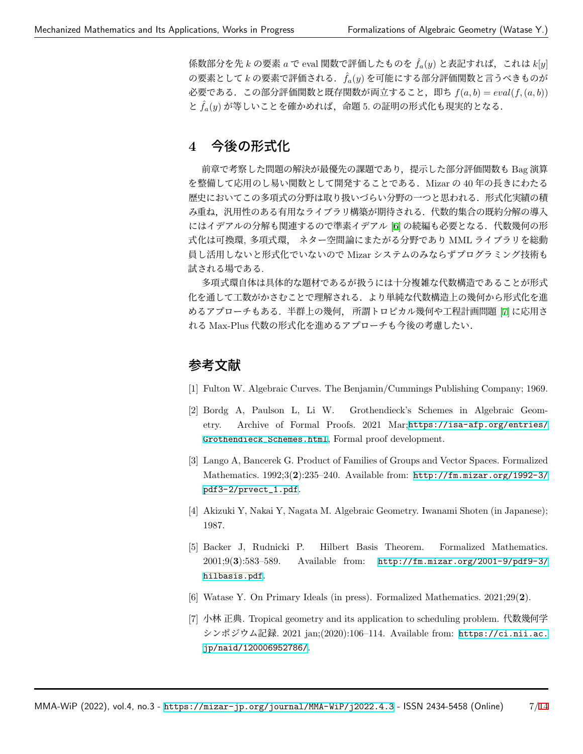係数部分を先 $k$ の要素 $a$ で eval 関数で評価したものを $\hat{f}_a(y)$ と表記すれば，これは $k[y]$ の要素として $k$ の要素で評価される．$\hat{f}_a(y)$ を可能にする部分評価関数と言うべきものが必要である．この部分評価関数と既存関数が両立すること，即ち $f(a,b) = eval(f,(a,b))$ と $\hat{f}_a(y)$ が等しいことを確かめれば，命題 5. の証明の形式化も現実的となる．

## 4　今後の形式化

前章で考察した問題の解決が最優先の課題であり，提示した部分評価関数も Bag 演算を整備して応用のし易い関数として開発することである．Mizar の 40 年の長きにわたる歴史においてこの多項式の分野は取り扱いづらい分野の一つと思われる．形式化実績の積み重ね，汎用性のある有用なライブラリ構築が期待される．代数的集合の既約分解の導入にはイデアルの分解も関連するので準素イデアル [6] の続編も必要となる．代数幾何の形式化は可換環, 多項式環， ネター空間論にまたがる分野であり MML ライブラリを総動員し活用しないと形式化でいないので Mizar システムのみならずプログラミング技術も試される場である．

多項式環自体は具体的な題材であるが扱うには十分複雑な代数構造であることが形式化を通して工数がかさむことで理解される．より単純な代数構造上の幾何から形式化を進めるアプローチもある．半群上の幾何， 所謂トロピカル幾何や工程計画問題 [7] に応用される Max-Plus 代数の形式化を進めるアプローチも今後の考慮したい．

## 参考文献

[1] Fulton W. Algebraic Curves. The Benjamin/Cummings Publishing Company; 1969.

[2] Bordg A, Paulson L, Li W. Grothendieck's Schemes in Algebraic Geometry. Archive of Formal Proofs. 2021 Mar;https://isa-afp.org/entries/Grothendieck_Schemes.html, Formal proof development.

[3] Lango A, Bancerek G. Product of Families of Groups and Vector Spaces. Formalized Mathematics. 1992;3(**2**):235–240. Available from: http://fm.mizar.org/1992-3/pdf3-2/prvect_1.pdf.

[4] Akizuki Y, Nakai Y, Nagata M. Algebraic Geometry. Iwanami Shoten (in Japanese); 1987.

[5] Backer J, Rudnicki P. Hilbert Basis Theorem. Formalized Mathematics. 2001;9(**3**):583–589. Available from: http://fm.mizar.org/2001-9/pdf9-3/hilbasis.pdf.

[6] Watase Y. On Primary Ideals (in press). Formalized Mathematics. 2021;29(**2**).

[7] 小林 正典. Tropical geometry and its application to scheduling problem. 代数幾何学シンポジウム記録. 2021 jan;(2020):106–114. Available from: https://ci.nii.ac.jp/naid/120006952786/.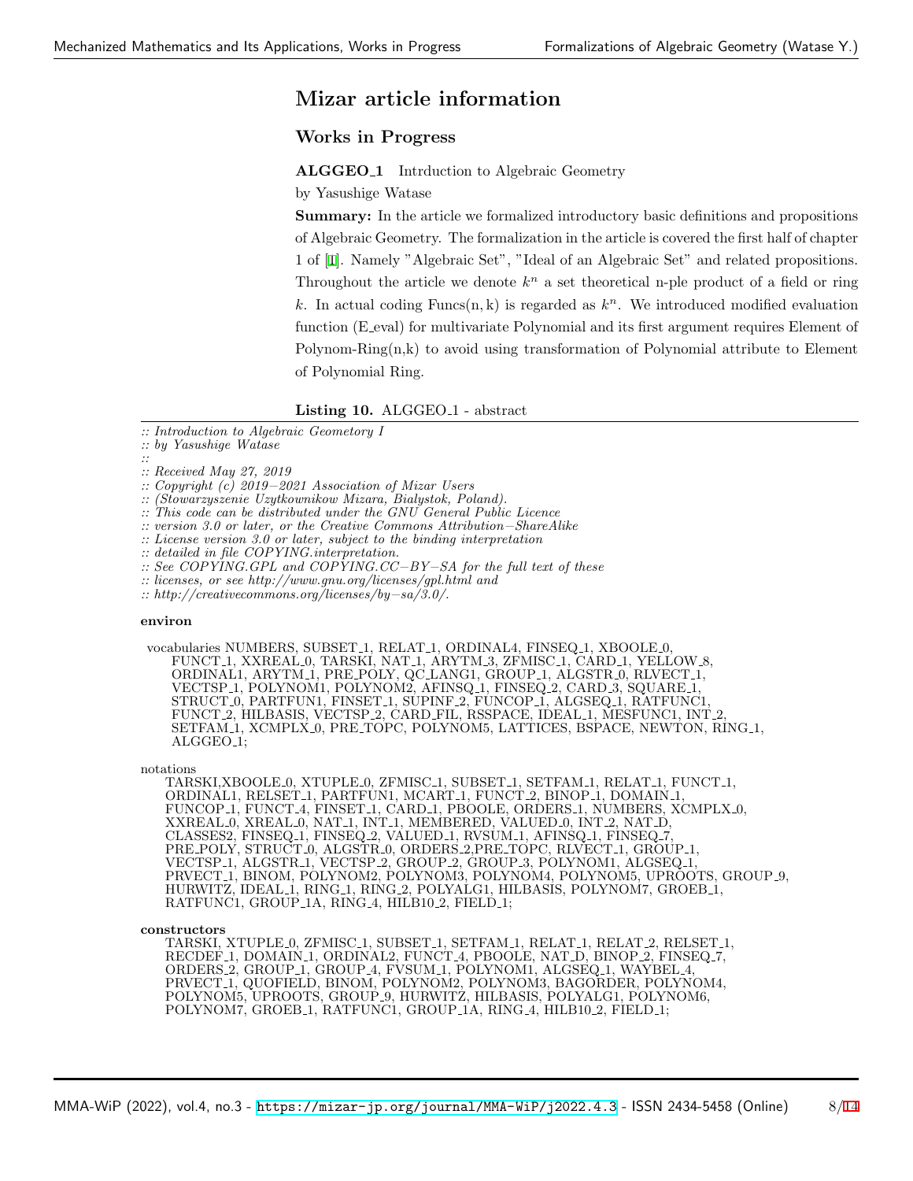# Mizar article information

## Works in Progress

**ALGGEO_1** Intrduction to Algebraic Geometry

by Yasushige Watase

**Summary:** In the article we formalized introductory basic definitions and propositions of Algebraic Geometry. The formalization in the article is covered the first half of chapter 1 of [1]. Namely "Algebraic Set", "Ideal of an Algebraic Set" and related propositions. Throughout the article we denote $k^n$ a set theoretical n-ple product of a field or ring $k$. In actual coding Funcs(n, k) is regarded as $k^n$. We introduced modified evaluation function (E_eval) for multivariate Polynomial and its first argument requires Element of Polynom-Ring(n,k) to avoid using transformation of Polynomial attribute to Element of Polynomial Ring.

**Listing 10.** ALGGEO_1 - abstract

```
:: Introduction to Algebraic Geometry I
:: by Yasushige Watase
::
:: Received May 27, 2019
:: Copyright (c) 2019-2021 Association of Mizar Users
:: (Stowarzyszenie Uzytkownikow Mizara, Bialystok, Poland).
:: This code can be distributed under the GNU General Public Licence
:: version 3.0 or later, or the Creative Commons Attribution-ShareAlike
:: License version 3.0 or later, subject to the binding interpretation
:: detailed in file COPYING.interpretation.
:: See COPYING.GPL and COPYING.CC-BY-SA for the full text of these
:: licenses, or see http://www.gnu.org/licenses/gpl.html and
:: http://creativecommons.org/licenses/by-sa/3.0/.

environ

 vocabularies NUMBERS, SUBSET_1, RELAT_1, ORDINAL4, FINSEQ_1, XBOOLE_0,
      FUNCT_1, XXREAL_0, TARSKI, NAT_1, ARYTM_3, ZFMISC_1, CARD_1, YELLOW_8,
      ORDINAL1, ARYTM_1, PRE_POLY, QC_LANG1, GROUP_1, ALGSTR_0, RLVECT_1,
      VECTSP_1, POLYNOM1, POLYNOM2, AFINSQ_1, FINSEQ_2, CARD_3, SQUARE_1,
      STRUCT_0, PARTFUN1, FINSET_1, SUPINF_2, FUNCOP_1, ALGSEQ_1, RATFUNC1,
      FUNCT_2, HILBASIS, VECTSP_2, CARD_FIL, RSSPACE, IDEAL_1, MESFUNC1, INT_2,
      SETFAM_1, XCMPLX_0, PRE_TOPC, POLYNOM5, LATTICES, BSPACE, NEWTON, RING_1,
      ALGGEO_1;

notations
     TARSKI,XBOOLE_0, XTUPLE_0, ZFMISC_1, SUBSET_1, SETFAM_1, RELAT_1, FUNCT_1,
     ORDINAL1, RELSET_1, PARTFUN1, MCART_1, FUNCT_2, BINOP_1, DOMAIN_1,
     FUNCOP_1, FUNCT_4, FINSET_1, CARD_1, PBOOLE, ORDERS_1, NUMBERS, XCMPLX_0,
     XXREAL_0, XREAL_0, NAT_1, INT_1, MEMBERED, VALUED_0, INT_2, NAT_D,
     CLASSES2, FINSEQ_1, FINSEQ_2, VALUED_1, RVSUM_1, AFINSQ_1, FINSEQ_7,
     PRE_POLY, STRUCT_0, ALGSTR_0, ORDERS_2,PRE_TOPC, RLVECT_1, GROUP_1,
     VECTSP_1, ALGSTR_1, VECTSP_2, GROUP_2, GROUP_3, POLYNOM1, ALGSEQ_1,
     PRVECT_1, BINOM, POLYNOM2, POLYNOM3, POLYNOM4, POLYNOM5, UPROOTS, GROUP_9,
     HURWITZ, IDEAL_1, RING_1, RING_2, POLYALG1, HILBASIS, POLYNOM7, GROEB_1,
     RATFUNC1, GROUP_1A, RING_4, HILB10_2, FIELD_1;

constructors
     TARSKI, XTUPLE_0, ZFMISC_1, SUBSET_1, SETFAM_1, RELAT_1, RELAT_2, RELSET_1,
     RECDEF_1, DOMAIN_1, ORDINAL2, FUNCT_4, PBOOLE, NAT_D, BINOP_2, FINSEQ_7,
     ORDERS_2, GROUP_1, GROUP_4, FVSUM_1, POLYNOM1, ALGSEQ_1, WAYBEL_4,
     PRVECT_1, QUOFIELD, BINOM, POLYNOM2, POLYNOM3, BAGORDER, POLYNOM4,
     POLYNOM5, UPROOTS, GROUP_9, HURWITZ, HILBASIS, POLYALG1, POLYNOM6,
     POLYNOM7, GROEB_1, RATFUNC1, GROUP_1A, RING_4, HILB10_2, FIELD_1;
```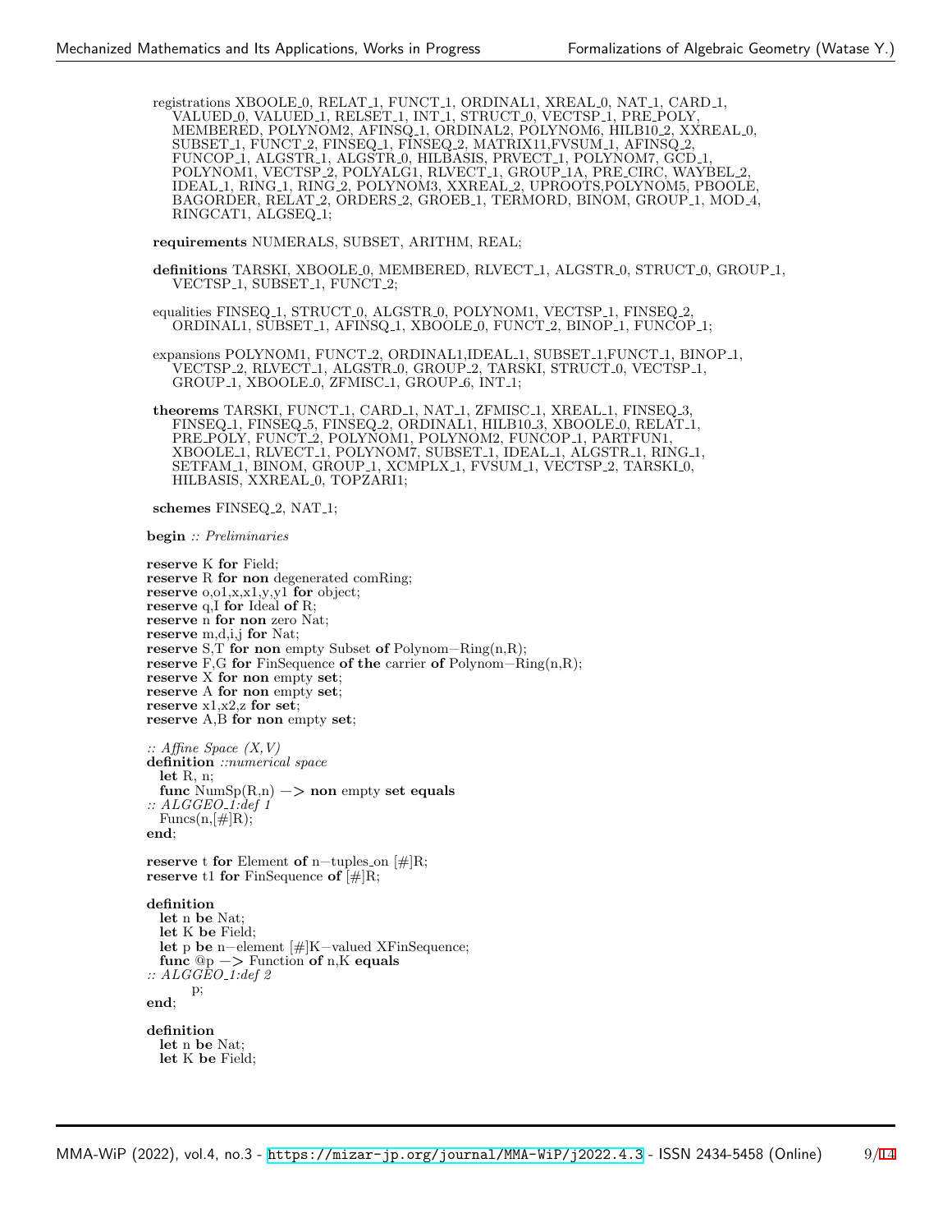```
registrations XBOOLE_0, RELAT_1, FUNCT_1, ORDINAL1, XREAL_0, NAT_1, CARD_1,
    VALUED_0, VALUED_1, RELSET_1, INT_1, STRUCT_0, VECTSP_1, PRE_POLY,
    MEMBERED, POLYNOM2, AFINSQ_1, ORDINAL2, POLYNOM6, HILB10_2, XXREAL_0,
    SUBSET_1, FUNCT_2, FINSEQ_1, FINSEQ_2, MATRIX11,FVSUM_1, AFINSQ_2,
    FUNCOP_1, ALGSTR_1, ALGSTR_0, HILBASIS, PRVECT_1, POLYNOM7, GCD_1,
    POLYNOM1, VECTSP_2, POLYALG1, RLVECT_1, GROUP_1A, PRE_CIRC, WAYBEL_2,
    IDEAL_1, RING_1, RING_2, POLYNOM3, XXREAL_2, UPROOTS,POLYNOM5, PBOOLE,
    BAGORDER, RELAT_2, ORDERS_2, GROEB_1, TERMORD, BINOM, GROUP_1, MOD_4,
    RINGCAT1, ALGSEQ_1;

requirements NUMERALS, SUBSET, ARITHM, REAL;

definitions TARSKI, XBOOLE_0, MEMBERED, RLVECT_1, ALGSTR_0, STRUCT_0, GROUP_1,
    VECTSP_1, SUBSET_1, FUNCT_2;

equalities FINSEQ_1, STRUCT_0, ALGSTR_0, POLYNOM1, VECTSP_1, FINSEQ_2,
    ORDINAL1, SUBSET_1, AFINSQ_1, XBOOLE_0, FUNCT_2, BINOP_1, FUNCOP_1;

expansions POLYNOM1, FUNCT_2, ORDINAL1,IDEAL_1, SUBSET_1,FUNCT_1, BINOP_1,
    VECTSP_2, RLVECT_1, ALGSTR_0, GROUP_2, TARSKI, STRUCT_0, VECTSP_1,
    GROUP_1, XBOOLE_0, ZFMISC_1, GROUP_6, INT_1;

theorems TARSKI, FUNCT_1, CARD_1, NAT_1, ZFMISC_1, XREAL_1, FINSEQ_3,
    FINSEQ_1, FINSEQ_5, FINSEQ_2, ORDINAL1, HILB10_3, XBOOLE_0, RELAT_1,
    PRE_POLY, FUNCT_2, POLYNOM1, POLYNOM2, FUNCOP_1, PARTFUN1,
    XBOOLE_1, RLVECT_1, POLYNOM7, SUBSET_1, IDEAL_1, ALGSTR_1, RING_1,
    SETFAM_1, BINOM, GROUP_1, XCMPLX_1, FVSUM_1, VECTSP_2, TARSKI_0,
    HILBASIS, XXREAL_0, TOPZARI1;

schemes FINSEQ_2, NAT_1;

begin :: Preliminaries

reserve K for Field;
reserve R for non degenerated comRing;
reserve o,o1,x,x1,y,y1 for object;
reserve q,I for Ideal of R;
reserve n for non zero Nat;
reserve m,d,i,j for Nat;
reserve S,T for non empty Subset of Polynom-Ring(n,R);
reserve F,G for FinSequence of the carrier of Polynom-Ring(n,R);
reserve X for non empty set;
reserve A for non empty set;
reserve x1,x2,z for set;
reserve A,B for non empty set;

:: Affine Space (X,V)
definition ::numerical space
  let R, n;
  func NumSp(R,n) -> non empty set equals
:: ALGGEO_1:def 1
  Funcs(n,[#]R);
end;

reserve t for Element of n-tuples_on [#]R;
reserve t1 for FinSequence of [#]R;

definition
  let n be Nat;
  let K be Field;
  let p be n-element [#]K-valued XFinSequence;
  func @p -> Function of n,K equals
:: ALGGEO_1:def 2
       p;
end;

definition
  let n be Nat;
  let K be Field;
```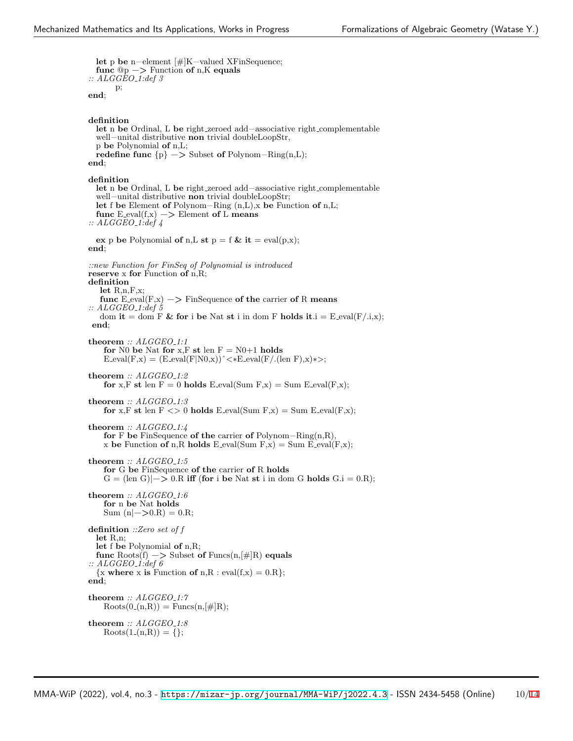```
  let p be n−element [#]K−valued XFinSequence;
  func @p −> Function of n,K equals
:: ALGGEO_1:def 3
        p;
end;


definition
  let n be Ordinal, L be right_zeroed add−associative right_complementable
  well−unital distributive non trivial doubleLoopStr,
  p be Polynomial of n,L;
  redefine func {p} −> Subset of Polynom−Ring(n,L);
end;

definition
  let n be Ordinal, L be right_zeroed add−associative right_complementable
  well−unital distributive non trivial doubleLoopStr;
  let f be Element of Polynom−Ring (n,L),x be Function of n,L;
  func E_eval(f,x) −> Element of L means
:: ALGGEO_1:def 4

  ex p be Polynomial of n,L st p = f & it = eval(p,x);
end;

::new Function for FinSeq of Polynomial is introduced
reserve x for Function of n,R;
definition
   let R,n,F,x;
   func E_eval(F,x) −> FinSequence of the carrier of R means
:: ALGGEO_1:def 5
   dom it = dom F & for i be Nat st i in dom F holds it.i = E_eval(F/.i,x);
 end;

theorem :: ALGGEO_1:1
     for N0 be Nat for x,F st len F = N0+1 holds
     E_eval(F,x) = (E_eval(F|N0,x))^<*E_eval(F/.(len F),x)*>;

theorem :: ALGGEO_1:2
     for x,F st len F = 0 holds E_eval(Sum F,x) = Sum E_eval(F,x);

theorem :: ALGGEO_1:3
     for x,F st len F <> 0 holds E_eval(Sum F,x) = Sum E_eval(F,x);

theorem :: ALGGEO_1:4
     for F be FinSequence of the carrier of Polynom−Ring(n,R),
     x be Function of n,R holds E_eval(Sum F,x) = Sum E_eval(F,x);

theorem :: ALGGEO_1:5
     for G be FinSequence of the carrier of R holds
     G = (len G)|−> 0.R iff (for i be Nat st i in dom G holds G.i = 0.R);

theorem :: ALGGEO_1:6
     for n be Nat holds
     Sum (n|−>0.R) = 0.R;

definition ::Zero set of f
  let R,n;
  let f be Polynomial of n,R;
  func Roots(f) −> Subset of Funcs(n,[#]R) equals
:: ALGGEO_1:def 6
  {x where x is Function of n,R : eval(f,x) = 0.R};
end;

theorem :: ALGGEO_1:7
     Roots(0_(n,R)) = Funcs(n,[#]R);

theorem :: ALGGEO_1:8
     Roots(1_(n,R)) = {};
```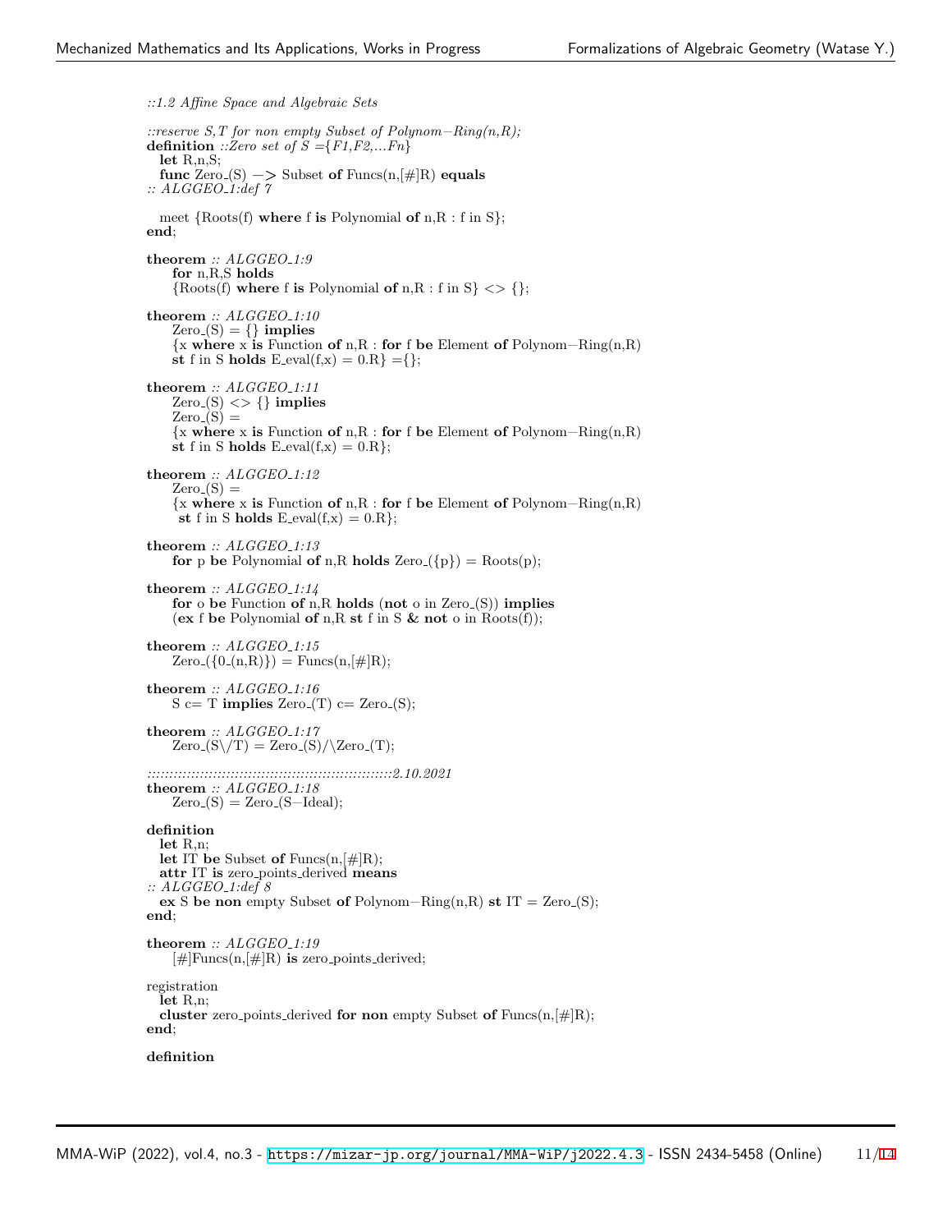```
::1.2 Affine Space and Algebraic Sets

::reserve S,T for non empty Subset of Polynom-Ring(n,R);
definition ::Zero set of S ={F1,F2,...Fn}
  let R,n,S;
  func Zero_(S) -> Subset of Funcs(n,[#]R) equals
:: ALGGEO_1:def 7

  meet {Roots(f) where f is Polynomial of n,R : f in S};
end;

theorem :: ALGGEO_1:9
    for n,R,S holds
    {Roots(f) where f is Polynomial of n,R : f in S} <> {};

theorem :: ALGGEO_1:10
    Zero_(S) = {} implies
    {x where x is Function of n,R : for f be Element of Polynom-Ring(n,R)
    st f in S holds E_eval(f,x) = 0.R} ={};

theorem :: ALGGEO_1:11
    Zero_(S) <> {} implies
    Zero_(S) =
    {x where x is Function of n,R : for f be Element of Polynom-Ring(n,R)
    st f in S holds E_eval(f,x) = 0.R};

theorem :: ALGGEO_1:12
    Zero_(S) =
    {x where x is Function of n,R : for f be Element of Polynom-Ring(n,R)
     st f in S holds E_eval(f,x) = 0.R};

theorem :: ALGGEO_1:13
    for p be Polynomial of n,R holds Zero_({p}) = Roots(p);

theorem :: ALGGEO_1:14
    for o be Function of n,R holds (not o in Zero_(S)) implies
    (ex f be Polynomial of n,R st f in S & not o in Roots(f));

theorem :: ALGGEO_1:15
    Zero_({0_(n,R)}) = Funcs(n,[#]R);

theorem :: ALGGEO_1:16
    S c= T implies Zero_(T) c= Zero_(S);

theorem :: ALGGEO_1:17
    Zero_(S\/T) = Zero_(S)/\Zero_(T);

::::::::::::::::::::::::::::::::::::::::::::::::::::::::::::2.10.2021
theorem :: ALGGEO_1:18
    Zero_(S) = Zero_(S-Ideal);

definition
  let R,n;
  let IT be Subset of Funcs(n,[#]R);
  attr IT is zero_points_derived means
:: ALGGEO_1:def 8
  ex S be non empty Subset of Polynom-Ring(n,R) st IT = Zero_(S);
end;

theorem :: ALGGEO_1:19
    [#]Funcs(n,[#]R) is zero_points_derived;

registration
  let R,n;
  cluster zero_points_derived for non empty Subset of Funcs(n,[#]R);
end;

definition
```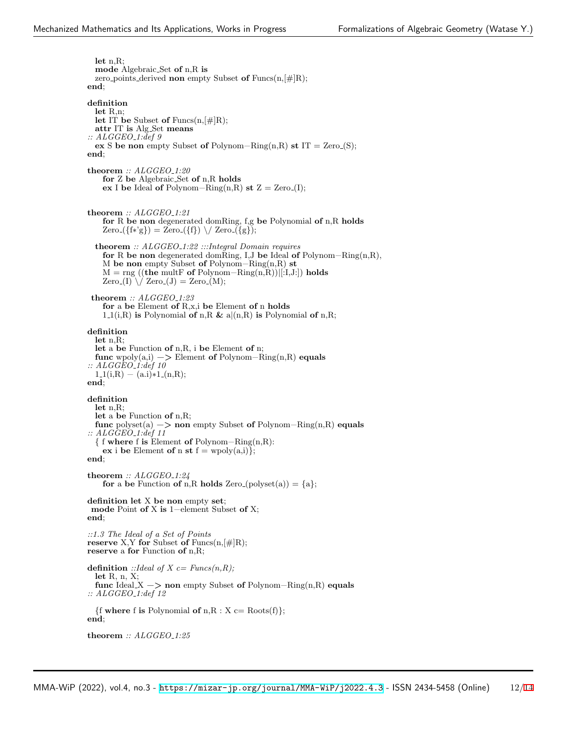```
  let n,R;
  mode Algebraic_Set of n,R is
  zero_points_derived non empty Subset of Funcs(n,[#]R);
end;

definition
  let R,n;
  let IT be Subset of Funcs(n,[#]R);
  attr IT is Alg_Set means
:: ALGGEO_1:def 9
  ex S be non empty Subset of Polynom-Ring(n,R) st IT = Zero_(S);
end;

theorem :: ALGGEO_1:20
    for Z be Algebraic_Set of n,R holds
    ex I be Ideal of Polynom-Ring(n,R) st Z = Zero_(I);


theorem :: ALGGEO_1:21
    for R be non degenerated domRing, f,g be Polynomial of n,R holds
    Zero_({f*'g}) = Zero_({f}) \/ Zero_({g});

  theorem :: ALGGEO_1:22 :::Integral Domain requires
    for R be non degenerated domRing, I,J be Ideal of Polynom-Ring(n,R),
    M be non empty Subset of Polynom-Ring(n,R) st
    M = rng ((the multF of Polynom-Ring(n,R))|[:I,J:]) holds
    Zero_(I) \/ Zero_(J) = Zero_(M);

 theorem :: ALGGEO_1:23
    for a be Element of R,x,i be Element of n holds
    1_1(i,R) is Polynomial of n,R & a|(n,R) is Polynomial of n,R;

definition
  let n,R;
  let a be Function of n,R, i be Element of n;
  func wpoly(a,i) -> Element of Polynom-Ring(n,R) equals
:: ALGGEO_1:def 10
  1_1(i,R) - (a.i)*1_(n,R);
end;

definition
  let n,R;
  let a be Function of n,R;
  func polyset(a) -> non empty Subset of Polynom-Ring(n,R) equals
:: ALGGEO_1:def 11
  { f where f is Element of Polynom-Ring(n,R):
    ex i be Element of n st f = wpoly(a,i)};
end;

theorem :: ALGGEO_1:24
    for a be Function of n,R holds Zero_(polyset(a)) = {a};

definition let X be non empty set;
 mode Point of X is 1-element Subset of X;
end;

::1.3 The Ideal of a Set of Points
reserve X,Y for Subset of Funcs(n,[#]R);
reserve a for Function of n,R;

definition ::Ideal of X c= Funcs(n,R);
  let R, n, X;
  func Ideal_X -> non empty Subset of Polynom-Ring(n,R) equals
:: ALGGEO_1:def 12

  {f where f is Polynomial of n,R : X c= Roots(f)};
end;

theorem :: ALGGEO_1:25
```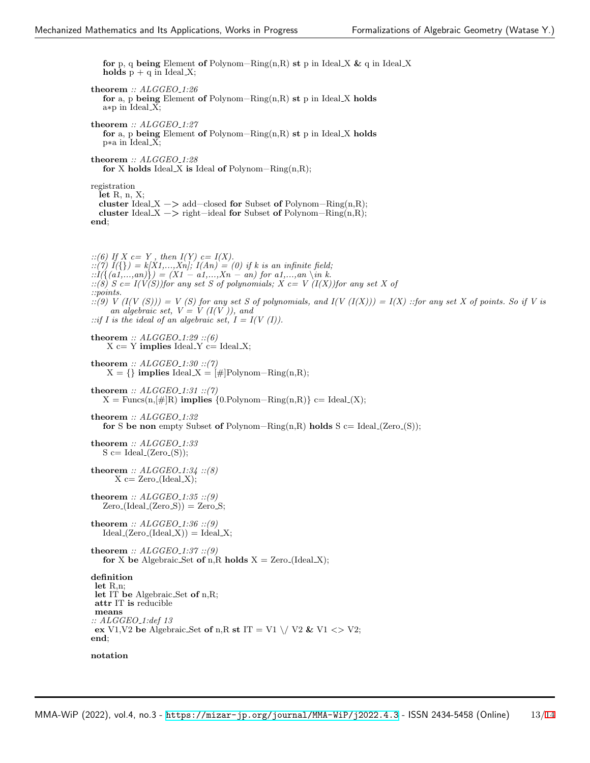```
    for p, q being Element of Polynom-Ring(n,R) st p in Ideal_X & q in Ideal_X
    holds p + q in Ideal_X;

theorem :: ALGGEO_1:26
    for a, p being Element of Polynom-Ring(n,R) st p in Ideal_X holds
    a*p in Ideal_X;

theorem :: ALGGEO_1:27
    for a, p being Element of Polynom-Ring(n,R) st p in Ideal_X holds
    p*a in Ideal_X;

theorem :: ALGGEO_1:28
    for X holds Ideal_X is Ideal of Polynom-Ring(n,R);

registration
  let R, n, X;
  cluster Ideal_X -> add-closed for Subset of Polynom-Ring(n,R);
  cluster Ideal_X -> right-ideal for Subset of Polynom-Ring(n,R);
end;



::(6) If X c= Y , then I(Y) c= I(X).
::(7) I({}) = k[X1,...,Xn]; I(An) = (0) if k is an infinite field;
::I({(a1,...,an)}) = (X1 - a1,...,Xn - an) for a1,...,an \in k.
::(8) S c= I(V(S))for any set S of polynomials; X c= V (I(X))for any set X of
::points.
::(9) V (I(V (S))) = V (S) for any set S of polynomials, and I(V (I(X))) = I(X) ::for any set X of points. So if V is
      an algebraic set, V = V (I(V )), and
::if I is the ideal of an algebraic set, I = I(V (I)).

theorem :: ALGGEO_1:29 ::(6)
     X c= Y implies Ideal_Y c= Ideal_X;

theorem :: ALGGEO_1:30 ::(7)
     X = {} implies Ideal_X = [#]Polynom-Ring(n,R);

theorem :: ALGGEO_1:31 ::(7)
    X = Funcs(n,[#]R) implies {0.Polynom-Ring(n,R)} c= Ideal_(X);

theorem :: ALGGEO_1:32
    for S be non empty Subset of Polynom-Ring(n,R) holds S c= Ideal_(Zero_(S));

theorem :: ALGGEO_1:33
    S c= Ideal_(Zero_(S));

theorem :: ALGGEO_1:34 ::(8)
       X c= Zero_(Ideal_X);

theorem :: ALGGEO_1:35 ::(9)
    Zero_(Ideal_(Zero_S)) = Zero_S;

theorem :: ALGGEO_1:36 ::(9)
    Ideal_(Zero_(Ideal_X)) = Ideal_X;

theorem :: ALGGEO_1:37 ::(9)
    for X be Algebraic_Set of n,R holds X = Zero_(Ideal_X);

definition
 let R,n;
 let IT be Algebraic_Set of n,R;
 attr IT is reducible
 means
:: ALGGEO_1:def 13
 ex V1,V2 be Algebraic_Set of n,R st IT = V1 \/ V2 & V1 <> V2;
end;

notation
```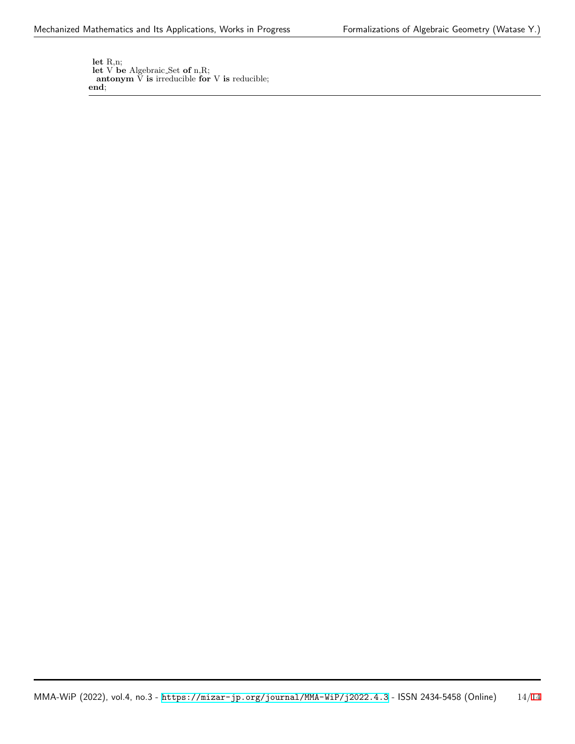```
 let R,n;
 let V be Algebraic_Set of n,R;
  antonym V is irreducible for V is reducible;
end;
```